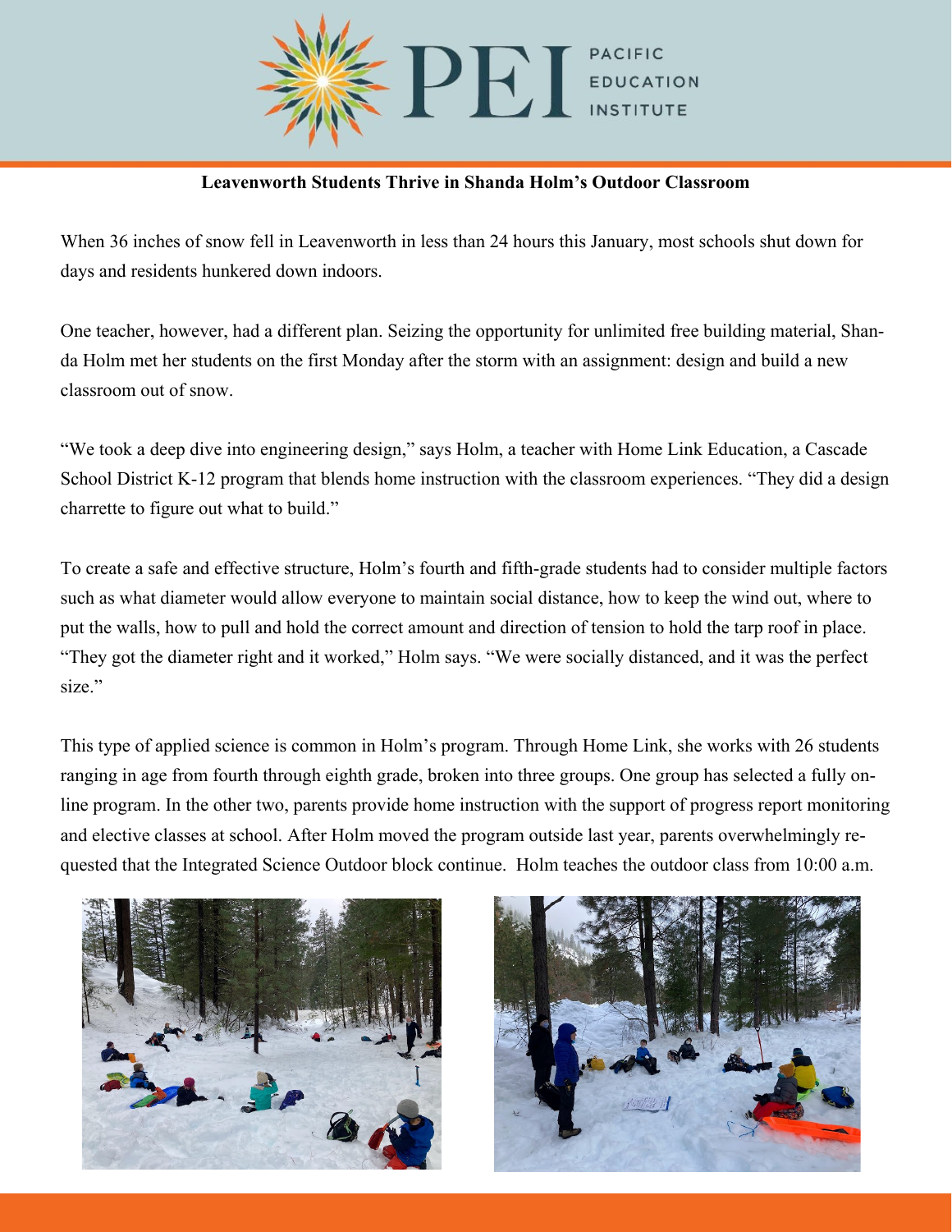**Leavenworth Students Thrive in Shanda Holm's Outdoor Classroom**

When 36 inches of snow fell in Leavenworth in less than 24 hours this January, most schools shut down for days and residents hunkered down indoors.

One teacher, however, had a different plan. Seizing the opportunity for unlimited free building material, Shanda Holm met her students on the first Monday after the storm with an assignment: design and build a new classroom out of snow.

"We took a deep dive into engineering design," says Holm, a teacher with Home Link Education, a Cascade School District K-12 program that blends home instruction with the classroom experiences. "They did a design charrette to figure out what to build."

To create a safe and effective structure, Holm's fourth and fifth-grade students had to consider multiple factors such as what diameter would allow everyone to maintain social distance, how to keep the wind out, where to put the walls, how to pull and hold the correct amount and direction of tension to hold the tarp roof in place. "They got the diameter right and it worked," Holm says. "We were socially distanced, and it was the perfect size."

This type of applied science is common in Holm's program. Through Home Link, she works with 26 students ranging in age from fourth through eighth grade, broken into three groups. One group has selected a fully online program. In the other two, parents provide home instruction with the support of progress report monitoring and elective classes at school. After Holm moved the program outside last year, parents overwhelmingly requested that the Integrated Science Outdoor block continue. Holm teaches the outdoor class from 10:00 a.m.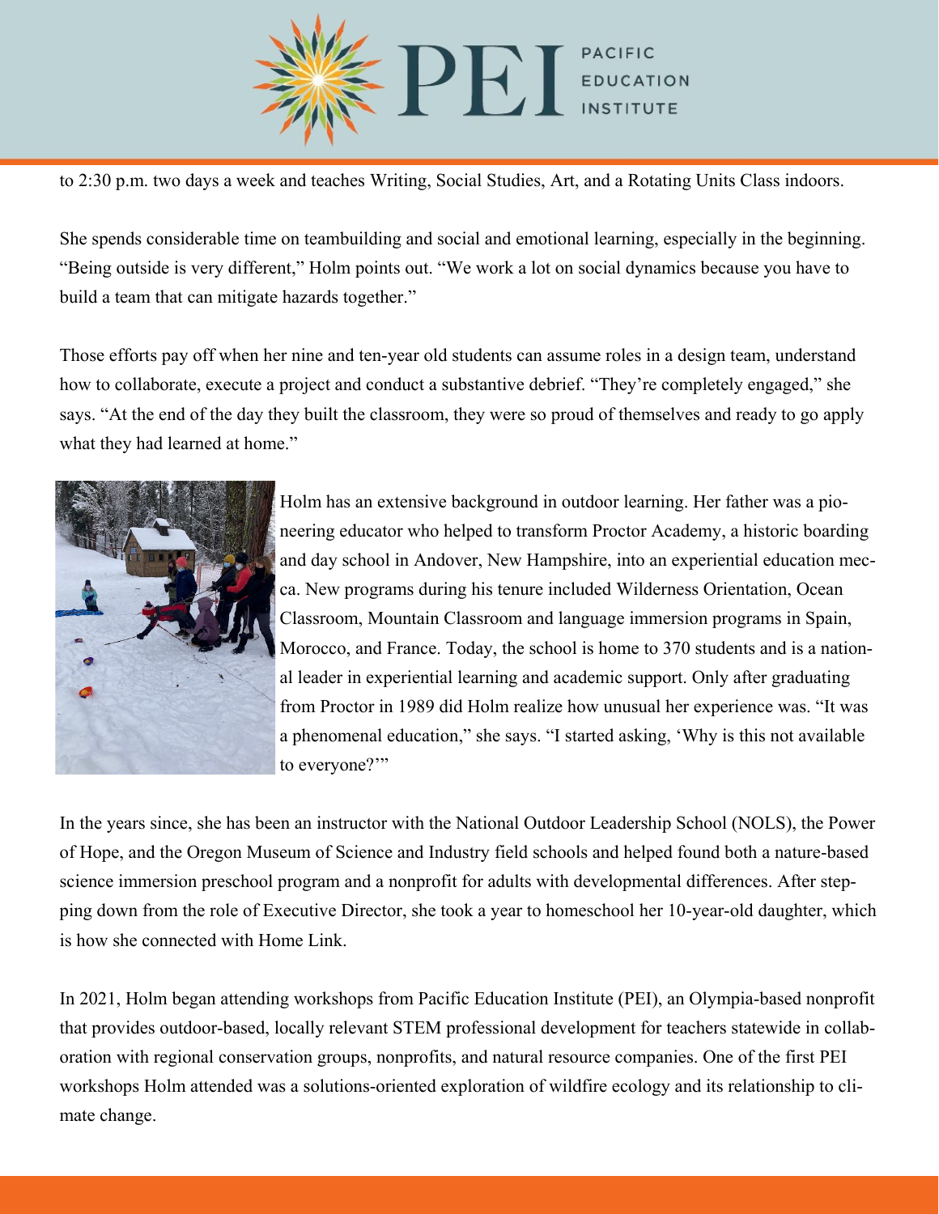to 2:30 p.m. two days a week and teaches Writing, Social Studies, Art, and a Rotating Units Class indoors.

She spends considerable time on teambuilding and social and emotional learning, especially in the beginning. "Being outside is very different," Holm points out. "We work a lot on social dynamics because you have to build a team that can mitigate hazards together."

Those efforts pay off when her nine and ten-year old students can assume roles in a design team, understand how to collaborate, execute a project and conduct a substantive debrief. "They're completely engaged," she says. "At the end of the day they built the classroom, they were so proud of themselves and ready to go apply what they had learned at home."

Holm has an extensive background in outdoor learning. Her father was a pioneering educator who helped to transform Proctor Academy, a historic boarding and day school in Andover, New Hampshire, into an experiential education mecca. New programs during his tenure included Wilderness Orientation, Ocean Classroom, Mountain Classroom and language immersion programs in Spain, Morocco, and France. Today, the school is home to 370 students and is a national leader in experiential learning and academic support. Only after graduating from Proctor in 1989 did Holm realize how unusual her experience was. "It was a phenomenal education," she says. "I started asking, 'Why is this not available to everyone?'"

In the years since, she has been an instructor with the National Outdoor Leadership School (NOLS), the Power of Hope, and the Oregon Museum of Science and Industry field schools and helped found both a nature-based science immersion preschool program and a nonprofit for adults with developmental differences. After stepping down from the role of Executive Director, she took a year to homeschool her 10-year-old daughter, which is how she connected with Home Link.

In 2021, Holm began attending workshops from Pacific Education Institute (PEI), an Olympia-based nonprofit that provides outdoor-based, locally relevant STEM professional development for teachers statewide in collaboration with regional conservation groups, nonprofits, and natural resource companies. One of the first PEI workshops Holm attended was a solutions-oriented exploration of wildfire ecology and its relationship to climate change.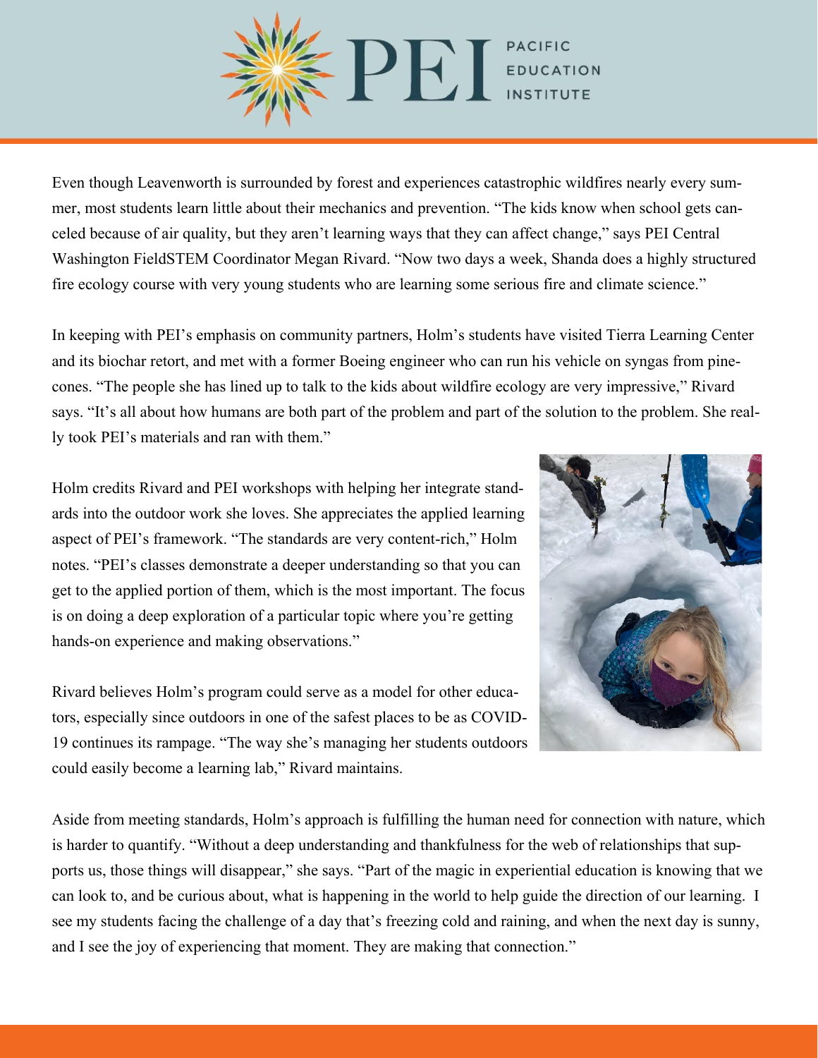Even though Leavenworth is surrounded by forest and experiences catastrophic wildfires nearly every summer, most students learn little about their mechanics and prevention. "The kids know when school gets canceled because of air quality, but they aren't learning ways that they can affect change," says PEI Central Washington FieldSTEM Coordinator Megan Rivard. "Now two days a week, Shanda does a highly structured fire ecology course with very young students who are learning some serious fire and climate science."

In keeping with PEI's emphasis on community partners, Holm's students have visited Tierra Learning Center and its biochar retort, and met with a former Boeing engineer who can run his vehicle on syngas from pinecones. "The people she has lined up to talk to the kids about wildfire ecology are very impressive," Rivard says. "It's all about how humans are both part of the problem and part of the solution to the problem. She really took PEI's materials and ran with them."

Holm credits Rivard and PEI workshops with helping her integrate standards into the outdoor work she loves. She appreciates the applied learning aspect of PEI's framework. "The standards are very content-rich," Holm notes. "PEI's classes demonstrate a deeper understanding so that you can get to the applied portion of them, which is the most important. The focus is on doing a deep exploration of a particular topic where you're getting hands-on experience and making observations."

Rivard believes Holm's program could serve as a model for other educators, especially since outdoors in one of the safest places to be as COVID-19 continues its rampage. "The way she's managing her students outdoors could easily become a learning lab," Rivard maintains.

Aside from meeting standards, Holm's approach is fulfilling the human need for connection with nature, which is harder to quantify. "Without a deep understanding and thankfulness for the web of relationships that supports us, those things will disappear," she says. "Part of the magic in experiential education is knowing that we can look to, and be curious about, what is happening in the world to help guide the direction of our learning. I see my students facing the challenge of a day that's freezing cold and raining, and when the next day is sunny, and I see the joy of experiencing that moment. They are making that connection."